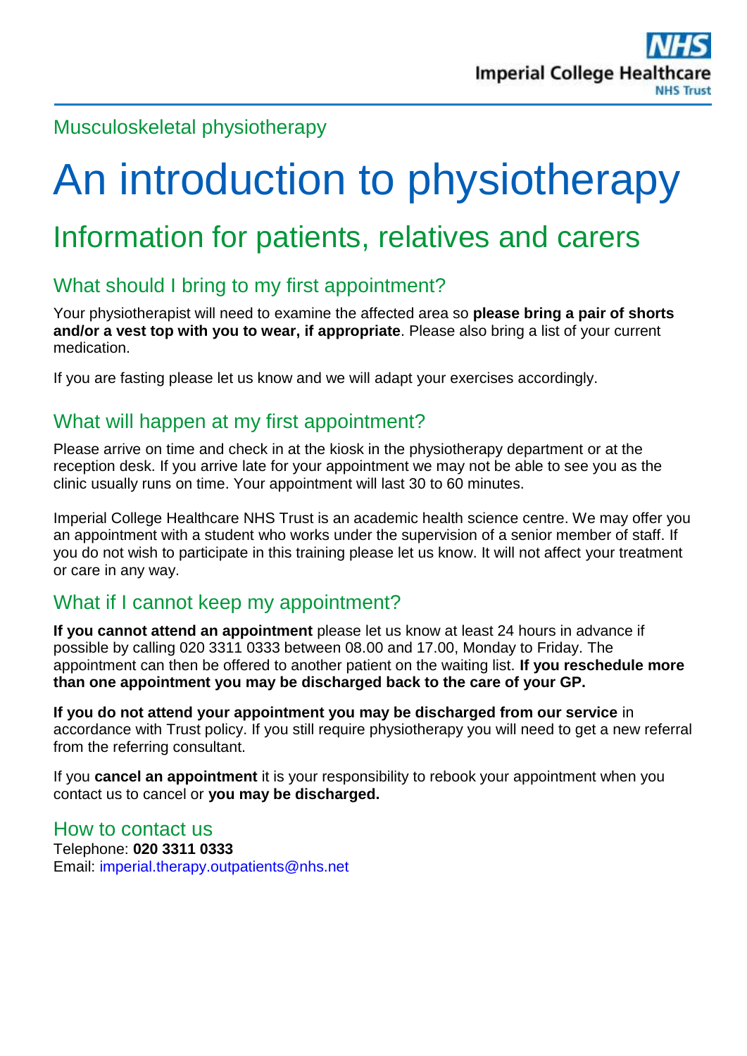Musculoskeletal physiotherapy

# An introduction to physiotherapy

## Information for patients, relatives and carers

### What should I bring to my first appointment?

Your physiotherapist will need to examine the affected area so **please bring a pair of shorts and/or a vest top with you to wear, if appropriate**. Please also bring a list of your current medication.

If you are fasting please let us know and we will adapt your exercises accordingly.

### What will happen at my first appointment?

Please arrive on time and check in at the kiosk in the physiotherapy department or at the reception desk. If you arrive late for your appointment we may not be able to see you as the clinic usually runs on time. Your appointment will last 30 to 60 minutes.

Imperial College Healthcare NHS Trust is an academic health science centre. We may offer you an appointment with a student who works under the supervision of a senior member of staff. If you do not wish to participate in this training please let us know. It will not affect your treatment or care in any way.

### What if I cannot keep my appointment?

**If you cannot attend an appointment** please let us know at least 24 hours in advance if possible by calling 020 3311 0333 between 08.00 and 17.00, Monday to Friday. The appointment can then be offered to another patient on the waiting list. **If you reschedule more than one appointment you may be discharged back to the care of your GP.**

**If you do not attend your appointment you may be discharged from our service** in accordance with Trust policy. If you still require physiotherapy you will need to get a new referral from the referring consultant.

If you **cancel an appointment** it is your responsibility to rebook your appointment when you contact us to cancel or **you may be discharged.**

### How to contact us

Telephone: **020 3311 0333**
Email: imperial.therapy.outpatients@nhs.net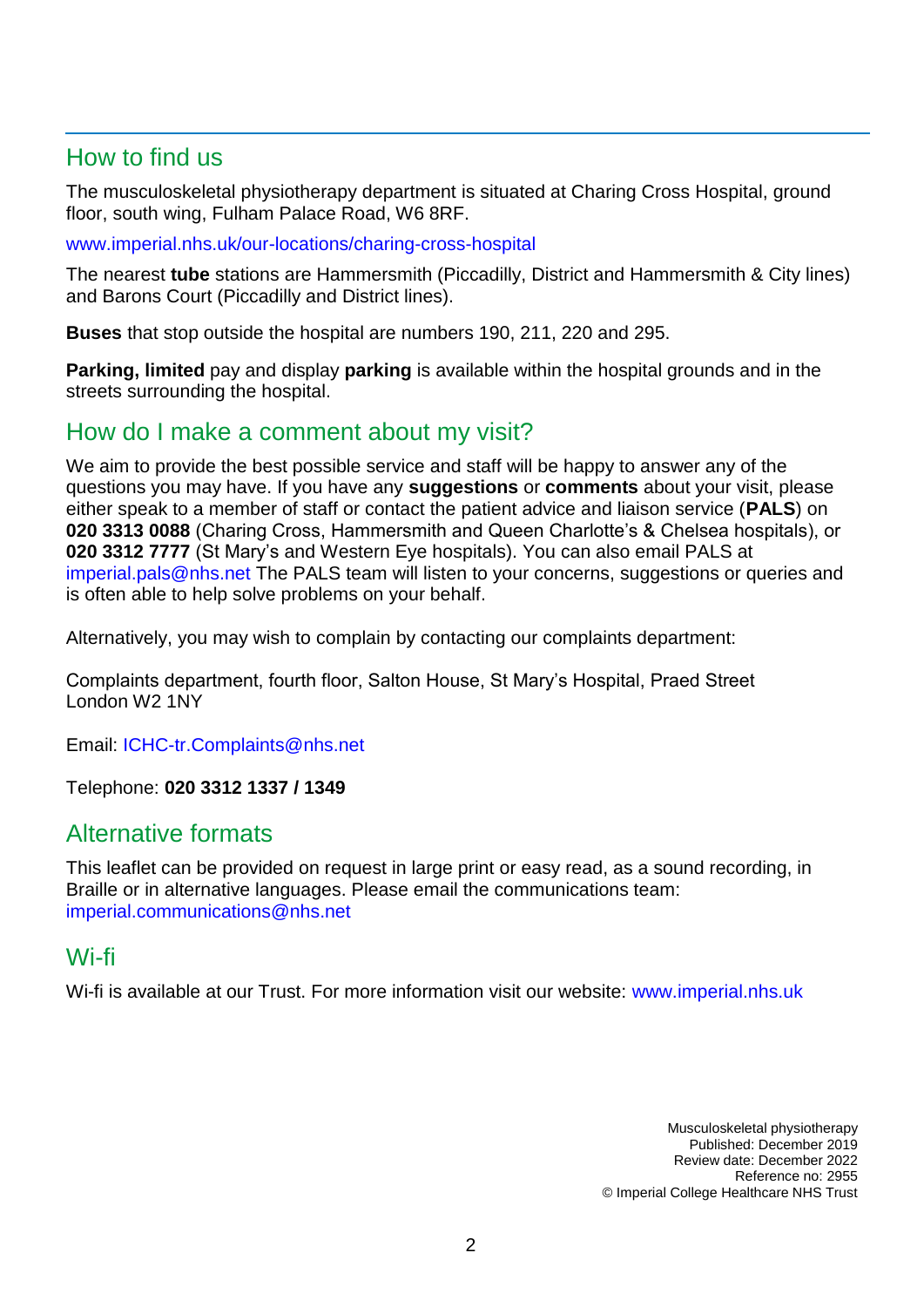## How to find us

The musculoskeletal physiotherapy department is situated at Charing Cross Hospital, ground floor, south wing, Fulham Palace Road, W6 8RF.

www.imperial.nhs.uk/our-locations/charing-cross-hospital

The nearest **tube** stations are Hammersmith (Piccadilly, District and Hammersmith & City lines) and Barons Court (Piccadilly and District lines).

**Buses** that stop outside the hospital are numbers 190, 211, 220 and 295.

**Parking, limited** pay and display **parking** is available within the hospital grounds and in the streets surrounding the hospital.

## How do I make a comment about my visit?

We aim to provide the best possible service and staff will be happy to answer any of the questions you may have. If you have any **suggestions** or **comments** about your visit, please either speak to a member of staff or contact the patient advice and liaison service (**PALS**) on **020 3313 0088** (Charing Cross, Hammersmith and Queen Charlotte's & Chelsea hospitals), or **020 3312 7777** (St Mary's and Western Eye hospitals). You can also email PALS at imperial.pals@nhs.net The PALS team will listen to your concerns, suggestions or queries and is often able to help solve problems on your behalf.

Alternatively, you may wish to complain by contacting our complaints department:

Complaints department, fourth floor, Salton House, St Mary's Hospital, Praed Street
London W2 1NY

Email: ICHC-tr.Complaints@nhs.net

Telephone: **020 3312 1337 / 1349**

## Alternative formats

This leaflet can be provided on request in large print or easy read, as a sound recording, in Braille or in alternative languages. Please email the communications team: imperial.communications@nhs.net

## Wi-fi

Wi-fi is available at our Trust. For more information visit our website: www.imperial.nhs.uk

Musculoskeletal physiotherapy
Published: December 2019
Review date: December 2022
Reference no: 2955
© Imperial College Healthcare NHS Trust